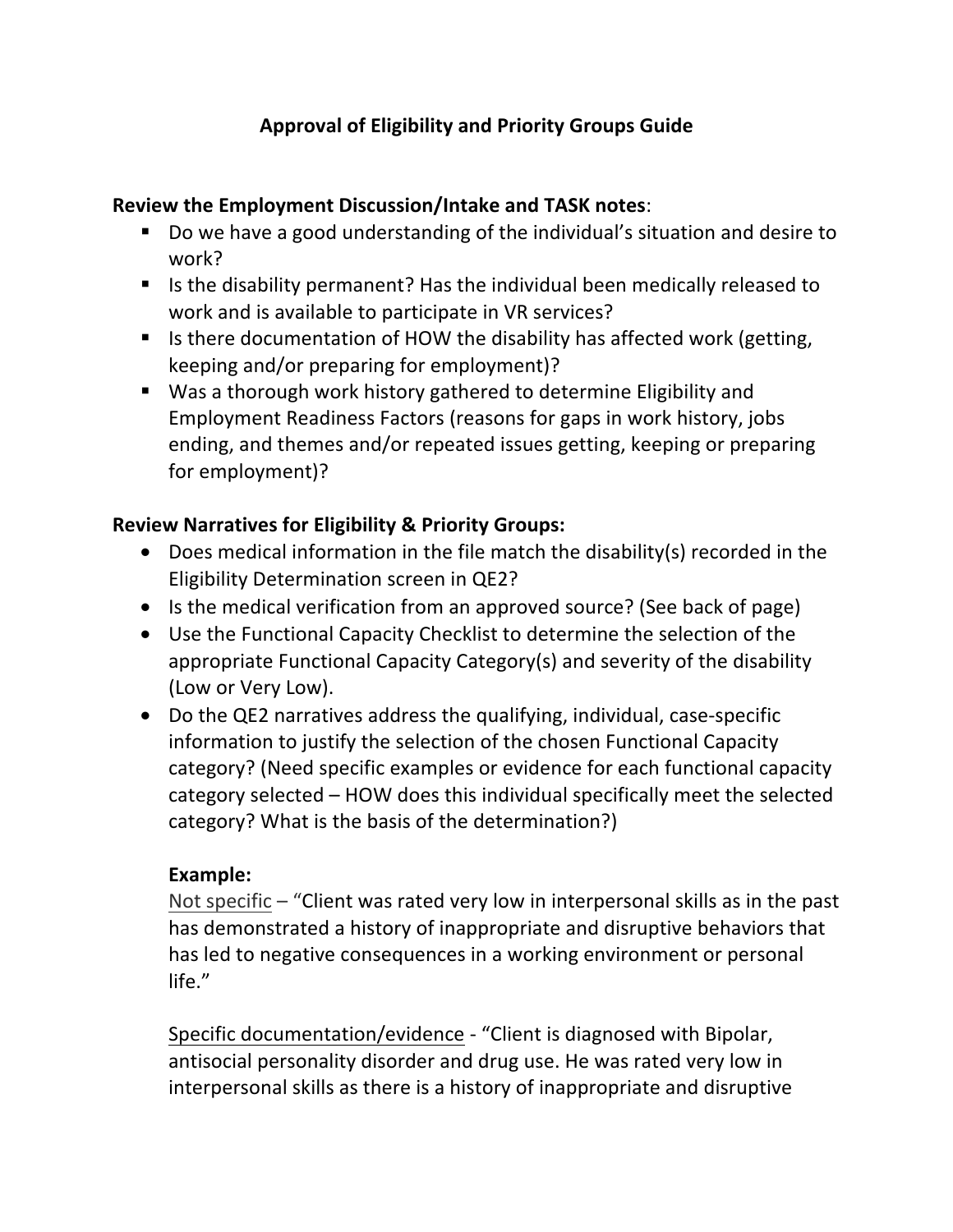# Approval of Eligibility and Priority Groups Guide

**Review the Employment Discussion/Intake and TASK notes**:

- Do we have a good understanding of the individual's situation and desire to work?
- Is the disability permanent? Has the individual been medically released to work and is available to participate in VR services?
- Is there documentation of HOW the disability has affected work (getting, keeping and/or preparing for employment)?
- Was a thorough work history gathered to determine Eligibility and Employment Readiness Factors (reasons for gaps in work history, jobs ending, and themes and/or repeated issues getting, keeping or preparing for employment)?

**Review Narratives for Eligibility & Priority Groups:**

- Does medical information in the file match the disability(s) recorded in the Eligibility Determination screen in QE2?
- Is the medical verification from an approved source? (See back of page)
- Use the Functional Capacity Checklist to determine the selection of the appropriate Functional Capacity Category(s) and severity of the disability (Low or Very Low).
- Do the QE2 narratives address the qualifying, individual, case-specific information to justify the selection of the chosen Functional Capacity category? (Need specific examples or evidence for each functional capacity category selected – HOW does this individual specifically meet the selected category? What is the basis of the determination?)

  **Example:**

  Not specific – "Client was rated very low in interpersonal skills as in the past has demonstrated a history of inappropriate and disruptive behaviors that has led to negative consequences in a working environment or personal life."

  Specific documentation/evidence - "Client is diagnosed with Bipolar, antisocial personality disorder and drug use. He was rated very low in interpersonal skills as there is a history of inappropriate and disruptive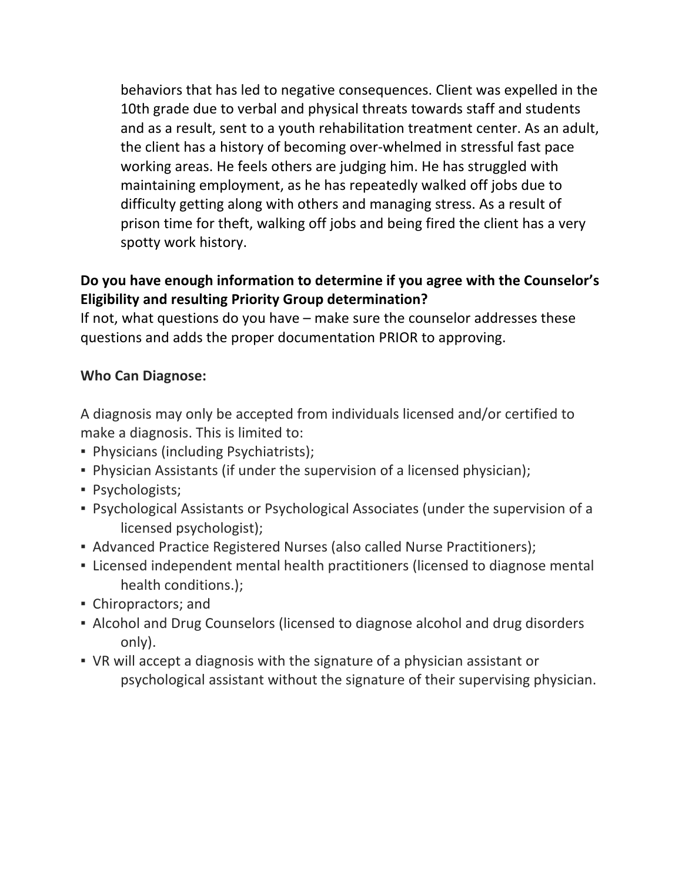behaviors that has led to negative consequences. Client was expelled in the 10th grade due to verbal and physical threats towards staff and students and as a result, sent to a youth rehabilitation treatment center. As an adult, the client has a history of becoming over-whelmed in stressful fast pace working areas. He feels others are judging him. He has struggled with maintaining employment, as he has repeatedly walked off jobs due to difficulty getting along with others and managing stress. As a result of prison time for theft, walking off jobs and being fired the client has a very spotty work history.

**Do you have enough information to determine if you agree with the Counselor's Eligibility and resulting Priority Group determination?**

If not, what questions do you have – make sure the counselor addresses these questions and adds the proper documentation PRIOR to approving.

**Who Can Diagnose:**

A diagnosis may only be accepted from individuals licensed and/or certified to make a diagnosis. This is limited to:

- Physicians (including Psychiatrists);
- Physician Assistants (if under the supervision of a licensed physician);
- Psychologists;
- Psychological Assistants or Psychological Associates (under the supervision of a licensed psychologist);
- Advanced Practice Registered Nurses (also called Nurse Practitioners);
- Licensed independent mental health practitioners (licensed to diagnose mental health conditions.);
- Chiropractors; and
- Alcohol and Drug Counselors (licensed to diagnose alcohol and drug disorders only).
- VR will accept a diagnosis with the signature of a physician assistant or psychological assistant without the signature of their supervising physician.